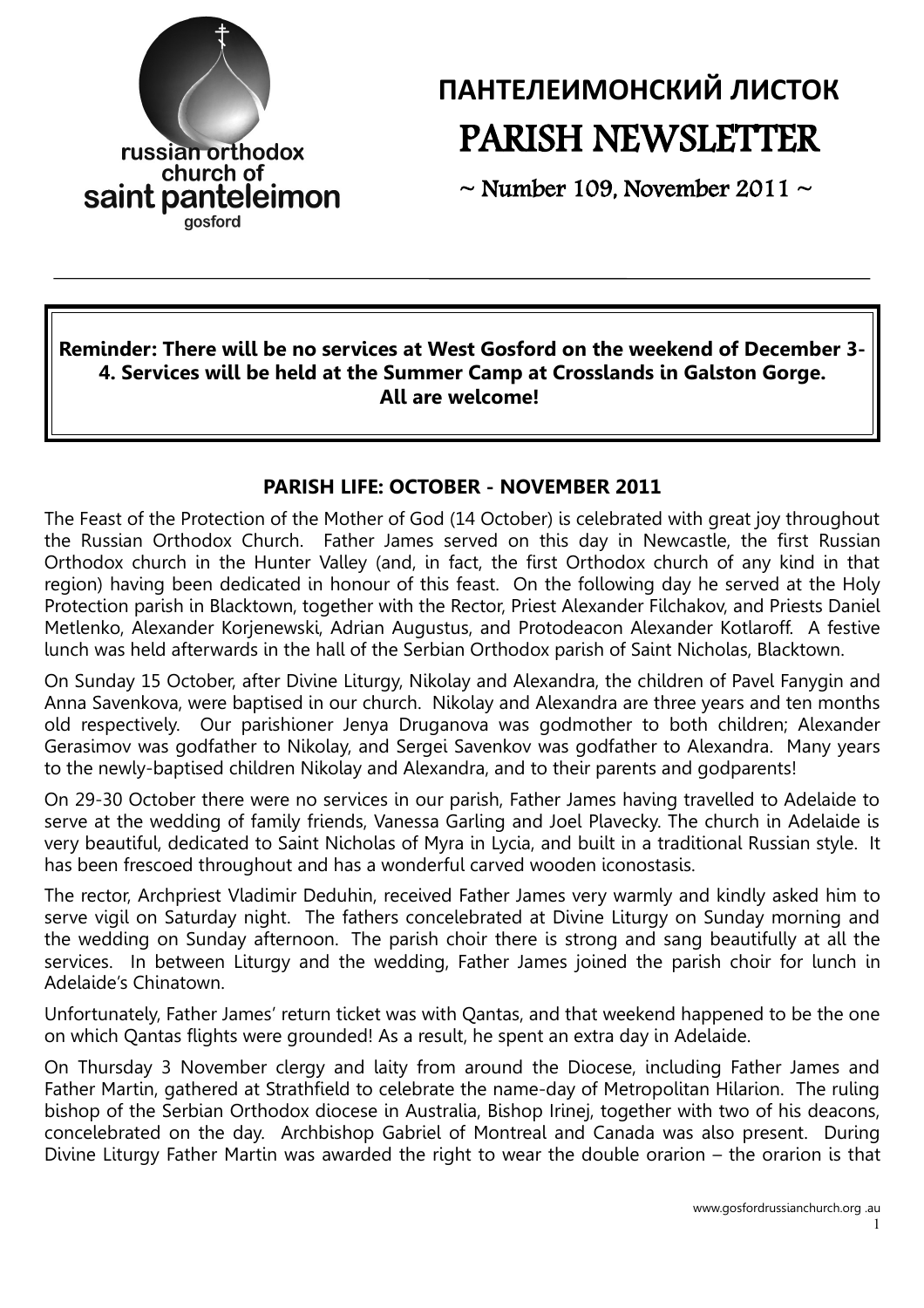russian orthodox church of saint panteleimon gosford

# ПАНТЕЛЕИМОНСКИЙ ЛИСТОК
# PARISH NEWSLETTER

~ Number 109, November 2011 ~

---

**Reminder: There will be no services at West Gosford on the weekend of December 3-4. Services will be held at the Summer Camp at Crosslands in Galston Gorge. All are welcome!**

## PARISH LIFE: OCTOBER - NOVEMBER 2011

The Feast of the Protection of the Mother of God (14 October) is celebrated with great joy throughout the Russian Orthodox Church. Father James served on this day in Newcastle, the first Russian Orthodox church in the Hunter Valley (and, in fact, the first Orthodox church of any kind in that region) having been dedicated in honour of this feast. On the following day he served at the Holy Protection parish in Blacktown, together with the Rector, Priest Alexander Filchakov, and Priests Daniel Metlenko, Alexander Korjenewski, Adrian Augustus, and Protodeacon Alexander Kotlaroff. A festive lunch was held afterwards in the hall of the Serbian Orthodox parish of Saint Nicholas, Blacktown.

On Sunday 15 October, after Divine Liturgy, Nikolay and Alexandra, the children of Pavel Fanygin and Anna Savenkova, were baptised in our church. Nikolay and Alexandra are three years and ten months old respectively. Our parishioner Jenya Druganova was godmother to both children; Alexander Gerasimov was godfather to Nikolay, and Sergei Savenkov was godfather to Alexandra. Many years to the newly-baptised children Nikolay and Alexandra, and to their parents and godparents!

On 29-30 October there were no services in our parish, Father James having travelled to Adelaide to serve at the wedding of family friends, Vanessa Garling and Joel Plavecky. The church in Adelaide is very beautiful, dedicated to Saint Nicholas of Myra in Lycia, and built in a traditional Russian style. It has been frescoed throughout and has a wonderful carved wooden iconostasis.

The rector, Archpriest Vladimir Deduhin, received Father James very warmly and kindly asked him to serve vigil on Saturday night. The fathers concelebrated at Divine Liturgy on Sunday morning and the wedding on Sunday afternoon. The parish choir there is strong and sang beautifully at all the services. In between Liturgy and the wedding, Father James joined the parish choir for lunch in Adelaide's Chinatown.

Unfortunately, Father James' return ticket was with Qantas, and that weekend happened to be the one on which Qantas flights were grounded! As a result, he spent an extra day in Adelaide.

On Thursday 3 November clergy and laity from around the Diocese, including Father James and Father Martin, gathered at Strathfield to celebrate the name-day of Metropolitan Hilarion. The ruling bishop of the Serbian Orthodox diocese in Australia, Bishop Irinej, together with two of his deacons, concelebrated on the day. Archbishop Gabriel of Montreal and Canada was also present. During Divine Liturgy Father Martin was awarded the right to wear the double orarion – the orarion is that

www.gosfordrussianchurch.org .au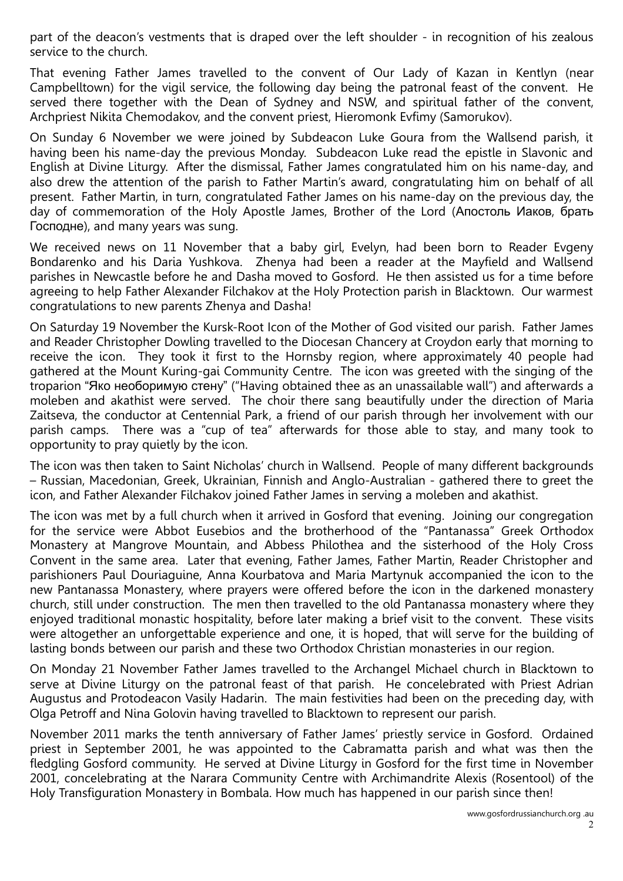part of the deacon's vestments that is draped over the left shoulder - in recognition of his zealous service to the church.

That evening Father James travelled to the convent of Our Lady of Kazan in Kentlyn (near Campbelltown) for the vigil service, the following day being the patronal feast of the convent. He served there together with the Dean of Sydney and NSW, and spiritual father of the convent, Archpriest Nikita Chemodakov, and the convent priest, Hieromonk Evfimy (Samorukov).

On Sunday 6 November we were joined by Subdeacon Luke Goura from the Wallsend parish, it having been his name-day the previous Monday. Subdeacon Luke read the epistle in Slavonic and English at Divine Liturgy. After the dismissal, Father James congratulated him on his name-day, and also drew the attention of the parish to Father Martin's award, congratulating him on behalf of all present. Father Martin, in turn, congratulated Father James on his name-day on the previous day, the day of commemoration of the Holy Apostle James, Brother of the Lord (Апостоль Иаков, брать Господне), and many years was sung.

We received news on 11 November that a baby girl, Evelyn, had been born to Reader Evgeny Bondarenko and his Daria Yushkova. Zhenya had been a reader at the Mayfield and Wallsend parishes in Newcastle before he and Dasha moved to Gosford. He then assisted us for a time before agreeing to help Father Alexander Filchakov at the Holy Protection parish in Blacktown. Our warmest congratulations to new parents Zhenya and Dasha!

On Saturday 19 November the Kursk-Root Icon of the Mother of God visited our parish. Father James and Reader Christopher Dowling travelled to the Diocesan Chancery at Croydon early that morning to receive the icon. They took it first to the Hornsby region, where approximately 40 people had gathered at the Mount Kuring-gai Community Centre. The icon was greeted with the singing of the troparion "Яко необоримую стену" ("Having obtained thee as an unassailable wall") and afterwards a moleben and akathist were served. The choir there sang beautifully under the direction of Maria Zaitseva, the conductor at Centennial Park, a friend of our parish through her involvement with our parish camps. There was a "cup of tea" afterwards for those able to stay, and many took to opportunity to pray quietly by the icon.

The icon was then taken to Saint Nicholas' church in Wallsend. People of many different backgrounds – Russian, Macedonian, Greek, Ukrainian, Finnish and Anglo-Australian - gathered there to greet the icon, and Father Alexander Filchakov joined Father James in serving a moleben and akathist.

The icon was met by a full church when it arrived in Gosford that evening. Joining our congregation for the service were Abbot Eusebios and the brotherhood of the "Pantanassa" Greek Orthodox Monastery at Mangrove Mountain, and Abbess Philothea and the sisterhood of the Holy Cross Convent in the same area. Later that evening, Father James, Father Martin, Reader Christopher and parishioners Paul Douriaguine, Anna Kourbatova and Maria Martynuk accompanied the icon to the new Pantanassa Monastery, where prayers were offered before the icon in the darkened monastery church, still under construction. The men then travelled to the old Pantanassa monastery where they enjoyed traditional monastic hospitality, before later making a brief visit to the convent. These visits were altogether an unforgettable experience and one, it is hoped, that will serve for the building of lasting bonds between our parish and these two Orthodox Christian monasteries in our region.

On Monday 21 November Father James travelled to the Archangel Michael church in Blacktown to serve at Divine Liturgy on the patronal feast of that parish. He concelebrated with Priest Adrian Augustus and Protodeacon Vasily Hadarin. The main festivities had been on the preceding day, with Olga Petroff and Nina Golovin having travelled to Blacktown to represent our parish.

November 2011 marks the tenth anniversary of Father James' priestly service in Gosford. Ordained priest in September 2001, he was appointed to the Cabramatta parish and what was then the fledgling Gosford community. He served at Divine Liturgy in Gosford for the first time in November 2001, concelebrating at the Narara Community Centre with Archimandrite Alexis (Rosentool) of the Holy Transfiguration Monastery in Bombala. How much has happened in our parish since then!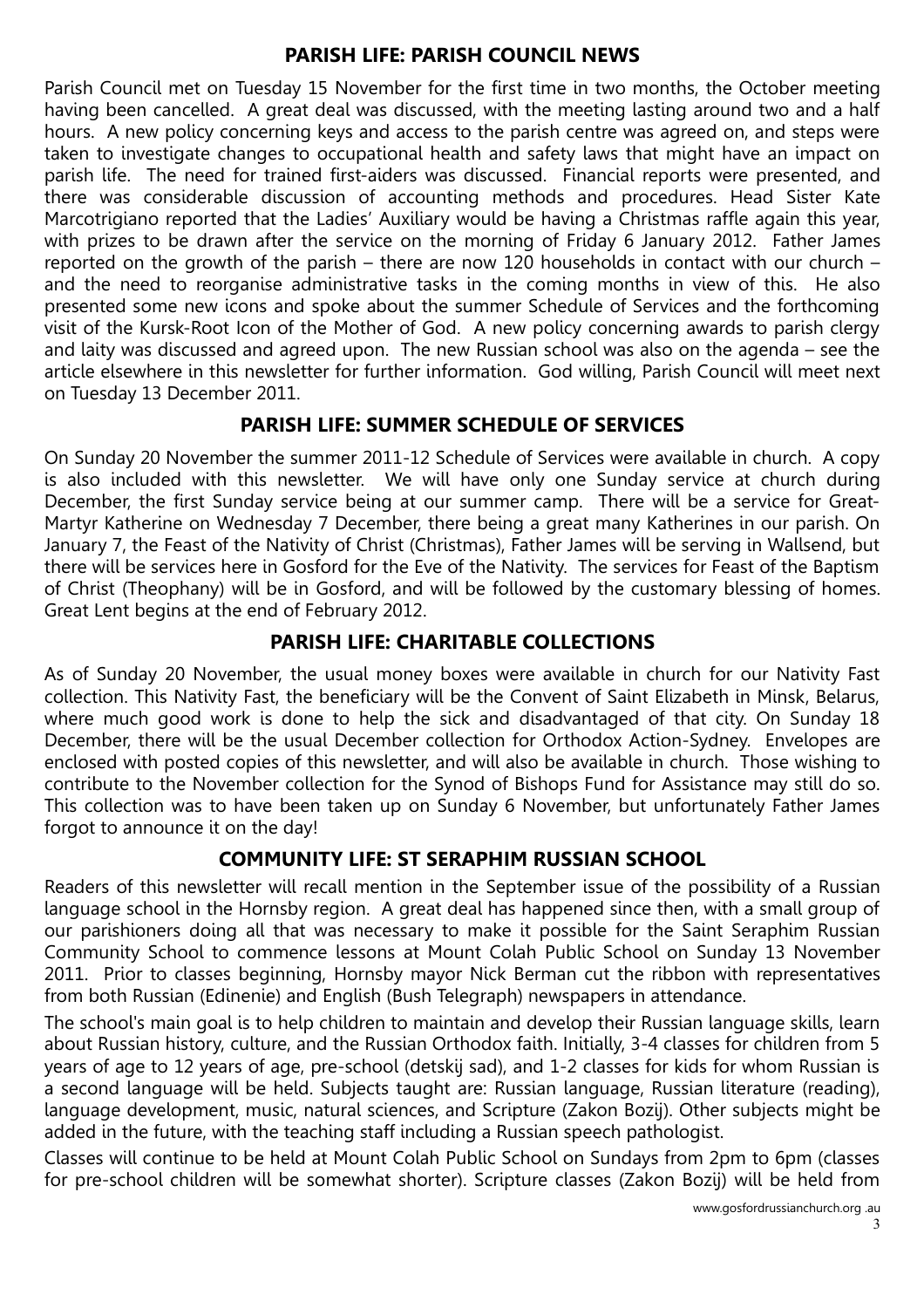## PARISH LIFE: PARISH COUNCIL NEWS

Parish Council met on Tuesday 15 November for the first time in two months, the October meeting having been cancelled. A great deal was discussed, with the meeting lasting around two and a half hours. A new policy concerning keys and access to the parish centre was agreed on, and steps were taken to investigate changes to occupational health and safety laws that might have an impact on parish life. The need for trained first-aiders was discussed. Financial reports were presented, and there was considerable discussion of accounting methods and procedures. Head Sister Kate Marcotrigiano reported that the Ladies' Auxiliary would be having a Christmas raffle again this year, with prizes to be drawn after the service on the morning of Friday 6 January 2012. Father James reported on the growth of the parish – there are now 120 households in contact with our church – and the need to reorganise administrative tasks in the coming months in view of this. He also presented some new icons and spoke about the summer Schedule of Services and the forthcoming visit of the Kursk-Root Icon of the Mother of God. A new policy concerning awards to parish clergy and laity was discussed and agreed upon. The new Russian school was also on the agenda – see the article elsewhere in this newsletter for further information. God willing, Parish Council will meet next on Tuesday 13 December 2011.

## PARISH LIFE: SUMMER SCHEDULE OF SERVICES

On Sunday 20 November the summer 2011-12 Schedule of Services were available in church. A copy is also included with this newsletter. We will have only one Sunday service at church during December, the first Sunday service being at our summer camp. There will be a service for Great-Martyr Katherine on Wednesday 7 December, there being a great many Katherines in our parish. On January 7, the Feast of the Nativity of Christ (Christmas), Father James will be serving in Wallsend, but there will be services here in Gosford for the Eve of the Nativity. The services for Feast of the Baptism of Christ (Theophany) will be in Gosford, and will be followed by the customary blessing of homes. Great Lent begins at the end of February 2012.

## PARISH LIFE: CHARITABLE COLLECTIONS

As of Sunday 20 November, the usual money boxes were available in church for our Nativity Fast collection. This Nativity Fast, the beneficiary will be the Convent of Saint Elizabeth in Minsk, Belarus, where much good work is done to help the sick and disadvantaged of that city. On Sunday 18 December, there will be the usual December collection for Orthodox Action-Sydney. Envelopes are enclosed with posted copies of this newsletter, and will also be available in church. Those wishing to contribute to the November collection for the Synod of Bishops Fund for Assistance may still do so. This collection was to have been taken up on Sunday 6 November, but unfortunately Father James forgot to announce it on the day!

## COMMUNITY LIFE: ST SERAPHIM RUSSIAN SCHOOL

Readers of this newsletter will recall mention in the September issue of the possibility of a Russian language school in the Hornsby region. A great deal has happened since then, with a small group of our parishioners doing all that was necessary to make it possible for the Saint Seraphim Russian Community School to commence lessons at Mount Colah Public School on Sunday 13 November 2011. Prior to classes beginning, Hornsby mayor Nick Berman cut the ribbon with representatives from both Russian (Edinenie) and English (Bush Telegraph) newspapers in attendance.

The school's main goal is to help children to maintain and develop their Russian language skills, learn about Russian history, culture, and the Russian Orthodox faith. Initially, 3-4 classes for children from 5 years of age to 12 years of age, pre-school (detskij sad), and 1-2 classes for kids for whom Russian is a second language will be held. Subjects taught are: Russian language, Russian literature (reading), language development, music, natural sciences, and Scripture (Zakon Bozij). Other subjects might be added in the future, with the teaching staff including a Russian speech pathologist.

Classes will continue to be held at Mount Colah Public School on Sundays from 2pm to 6pm (classes for pre-school children will be somewhat shorter). Scripture classes (Zakon Bozij) will be held from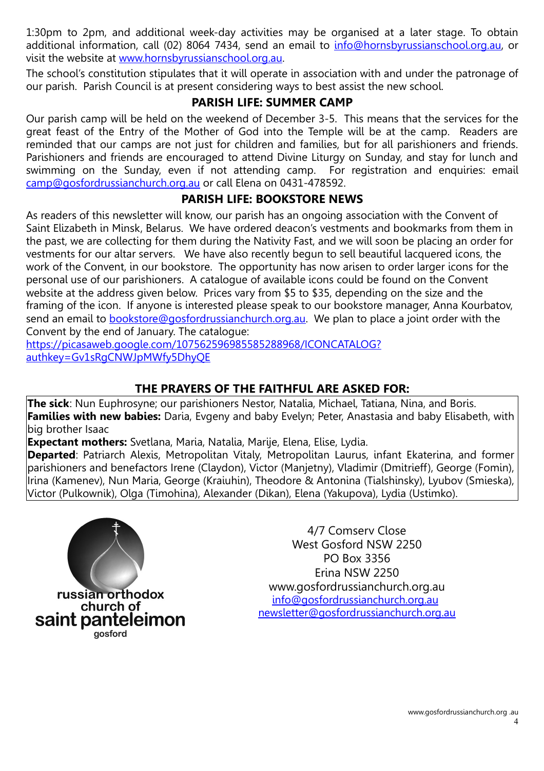1:30pm to 2pm, and additional week-day activities may be organised at a later stage. To obtain additional information, call (02) 8064 7434, send an email to info@hornsbyrussianschool.org.au, or visit the website at www.hornsbyrussianschool.org.au.

The school's constitution stipulates that it will operate in association with and under the patronage of our parish. Parish Council is at present considering ways to best assist the new school.

## PARISH LIFE: SUMMER CAMP

Our parish camp will be held on the weekend of December 3-5. This means that the services for the great feast of the Entry of the Mother of God into the Temple will be at the camp. Readers are reminded that our camps are not just for children and families, but for all parishioners and friends. Parishioners and friends are encouraged to attend Divine Liturgy on Sunday, and stay for lunch and swimming on the Sunday, even if not attending camp. For registration and enquiries: email camp@gosfordrussianchurch.org.au or call Elena on 0431-478592.

## PARISH LIFE: BOOKSTORE NEWS

As readers of this newsletter will know, our parish has an ongoing association with the Convent of Saint Elizabeth in Minsk, Belarus. We have ordered deacon's vestments and bookmarks from them in the past, we are collecting for them during the Nativity Fast, and we will soon be placing an order for vestments for our altar servers. We have also recently begun to sell beautiful lacquered icons, the work of the Convent, in our bookstore. The opportunity has now arisen to order larger icons for the personal use of our parishioners. A catalogue of available icons could be found on the Convent website at the address given below. Prices vary from $5 to $35, depending on the size and the framing of the icon. If anyone is interested please speak to our bookstore manager, Anna Kourbatov, send an email to bookstore@gosfordrussianchurch.org.au. We plan to place a joint order with the Convent by the end of January. The catalogue:
https://picasaweb.google.com/107562596985585288968/ICONCATALOG?authkey=Gv1sRgCNWJpMWfy5DhyQE

## THE PRAYERS OF THE FAITHFUL ARE ASKED FOR:

**The sick**: Nun Euphrosyne; our parishioners Nestor, Natalia, Michael, Tatiana, Nina, and Boris.
**Families with new babies:** Daria, Evgeny and baby Evelyn; Peter, Anastasia and baby Elisabeth, with big brother Isaac
**Expectant mothers:** Svetlana, Maria, Natalia, Marije, Elena, Elise, Lydia.
**Departed**: Patriarch Alexis, Metropolitan Vitaly, Metropolitan Laurus, infant Ekaterina, and former parishioners and benefactors Irene (Claydon), Victor (Manjetny), Vladimir (Dmitrieff), George (Fomin), Irina (Kamenev), Nun Maria, George (Kraiuhin), Theodore & Antonina (Tialshinsky), Lyubov (Smieska), Victor (Pulkownik), Olga (Timohina), Alexander (Dikan), Elena (Yakupova), Lydia (Ustimko).

russian orthodox
church of
saint panteleimon
gosford

4/7 Comserv Close
West Gosford NSW 2250
PO Box 3356
Erina NSW 2250
www.gosfordrussianchurch.org.au
info@gosfordrussianchurch.org.au
newsletter@gosfordrussianchurch.org.au